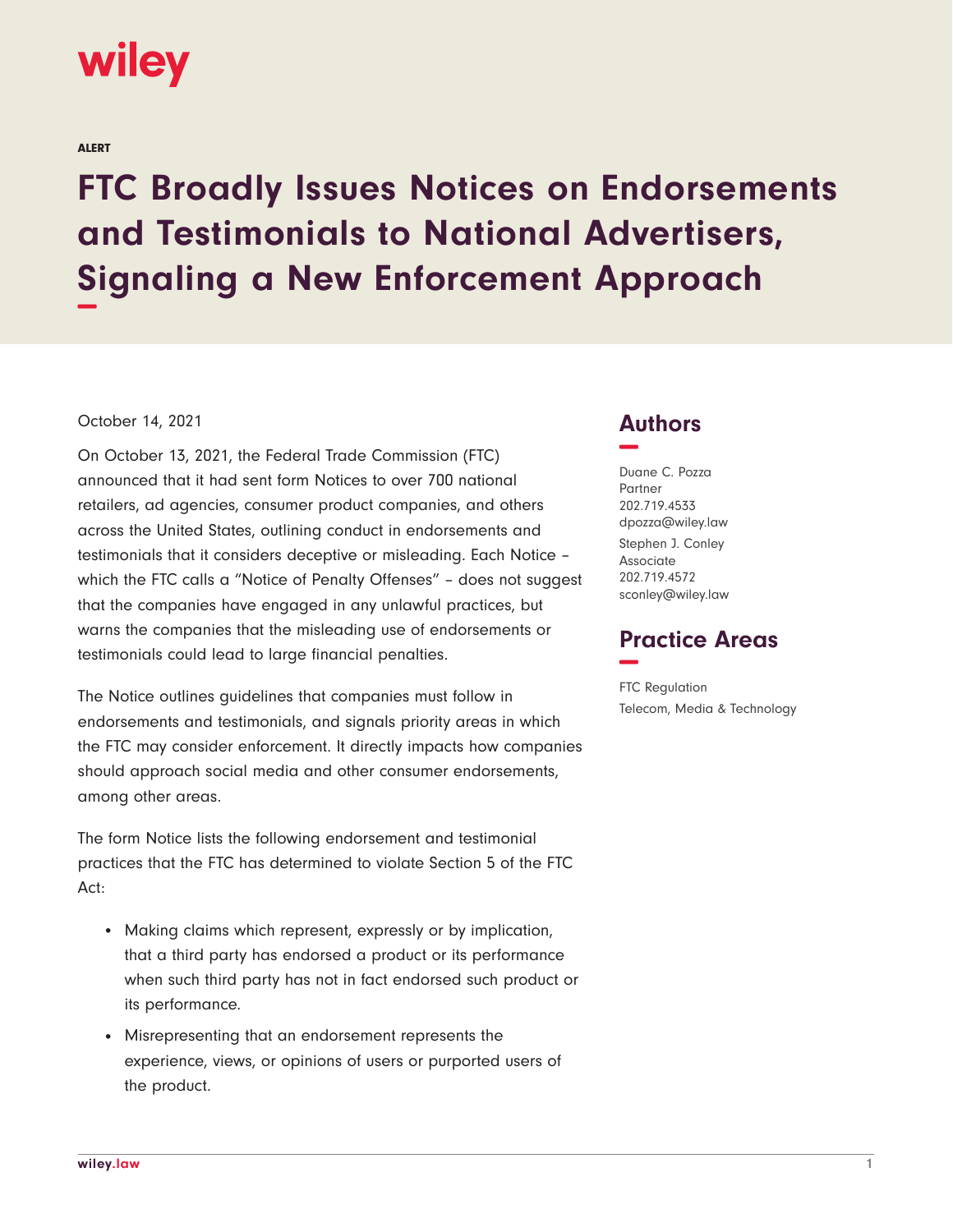wiley

ALERT

# FTC Broadly Issues Notices on Endorsements and Testimonials to National Advertisers, Signaling a New Enforcement Approach

October 14, 2021

On October 13, 2021, the Federal Trade Commission (FTC) announced that it had sent form Notices to over 700 national retailers, ad agencies, consumer product companies, and others across the United States, outlining conduct in endorsements and testimonials that it considers deceptive or misleading. Each Notice – which the FTC calls a "Notice of Penalty Offenses" – does not suggest that the companies have engaged in any unlawful practices, but warns the companies that the misleading use of endorsements or testimonials could lead to large financial penalties.

The Notice outlines guidelines that companies must follow in endorsements and testimonials, and signals priority areas in which the FTC may consider enforcement. It directly impacts how companies should approach social media and other consumer endorsements, among other areas.

The form Notice lists the following endorsement and testimonial practices that the FTC has determined to violate Section 5 of the FTC Act:

- Making claims which represent, expressly or by implication, that a third party has endorsed a product or its performance when such third party has not in fact endorsed such product or its performance.
- Misrepresenting that an endorsement represents the experience, views, or opinions of users or purported users of the product.

## Authors

Duane C. Pozza
Partner
202.719.4533
dpozza@wiley.law

Stephen J. Conley
Associate
202.719.4572
sconley@wiley.law

## Practice Areas

FTC Regulation
Telecom, Media & Technology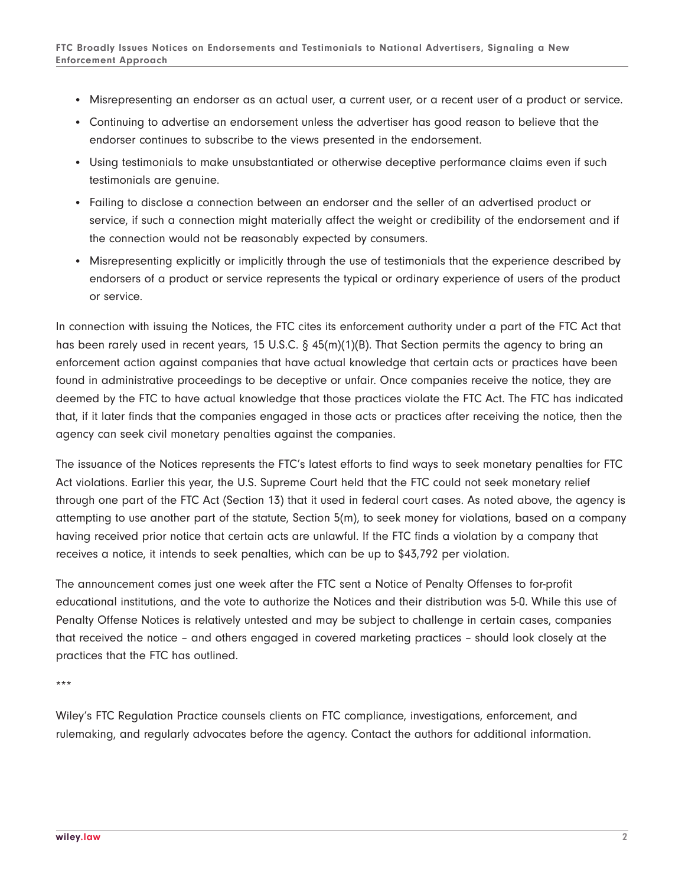- Misrepresenting an endorser as an actual user, a current user, or a recent user of a product or service.
- Continuing to advertise an endorsement unless the advertiser has good reason to believe that the endorser continues to subscribe to the views presented in the endorsement.
- Using testimonials to make unsubstantiated or otherwise deceptive performance claims even if such testimonials are genuine.
- Failing to disclose a connection between an endorser and the seller of an advertised product or service, if such a connection might materially affect the weight or credibility of the endorsement and if the connection would not be reasonably expected by consumers.
- Misrepresenting explicitly or implicitly through the use of testimonials that the experience described by endorsers of a product or service represents the typical or ordinary experience of users of the product or service.

In connection with issuing the Notices, the FTC cites its enforcement authority under a part of the FTC Act that has been rarely used in recent years, 15 U.S.C. § 45(m)(1)(B). That Section permits the agency to bring an enforcement action against companies that have actual knowledge that certain acts or practices have been found in administrative proceedings to be deceptive or unfair. Once companies receive the notice, they are deemed by the FTC to have actual knowledge that those practices violate the FTC Act. The FTC has indicated that, if it later finds that the companies engaged in those acts or practices after receiving the notice, then the agency can seek civil monetary penalties against the companies.

The issuance of the Notices represents the FTC's latest efforts to find ways to seek monetary penalties for FTC Act violations. Earlier this year, the U.S. Supreme Court held that the FTC could not seek monetary relief through one part of the FTC Act (Section 13) that it used in federal court cases. As noted above, the agency is attempting to use another part of the statute, Section 5(m), to seek money for violations, based on a company having received prior notice that certain acts are unlawful. If the FTC finds a violation by a company that receives a notice, it intends to seek penalties, which can be up to $43,792 per violation.

The announcement comes just one week after the FTC sent a Notice of Penalty Offenses to for-profit educational institutions, and the vote to authorize the Notices and their distribution was 5-0. While this use of Penalty Offense Notices is relatively untested and may be subject to challenge in certain cases, companies that received the notice – and others engaged in covered marketing practices – should look closely at the practices that the FTC has outlined.

\*\*\*

Wiley's FTC Regulation Practice counsels clients on FTC compliance, investigations, enforcement, and rulemaking, and regularly advocates before the agency. Contact the authors for additional information.